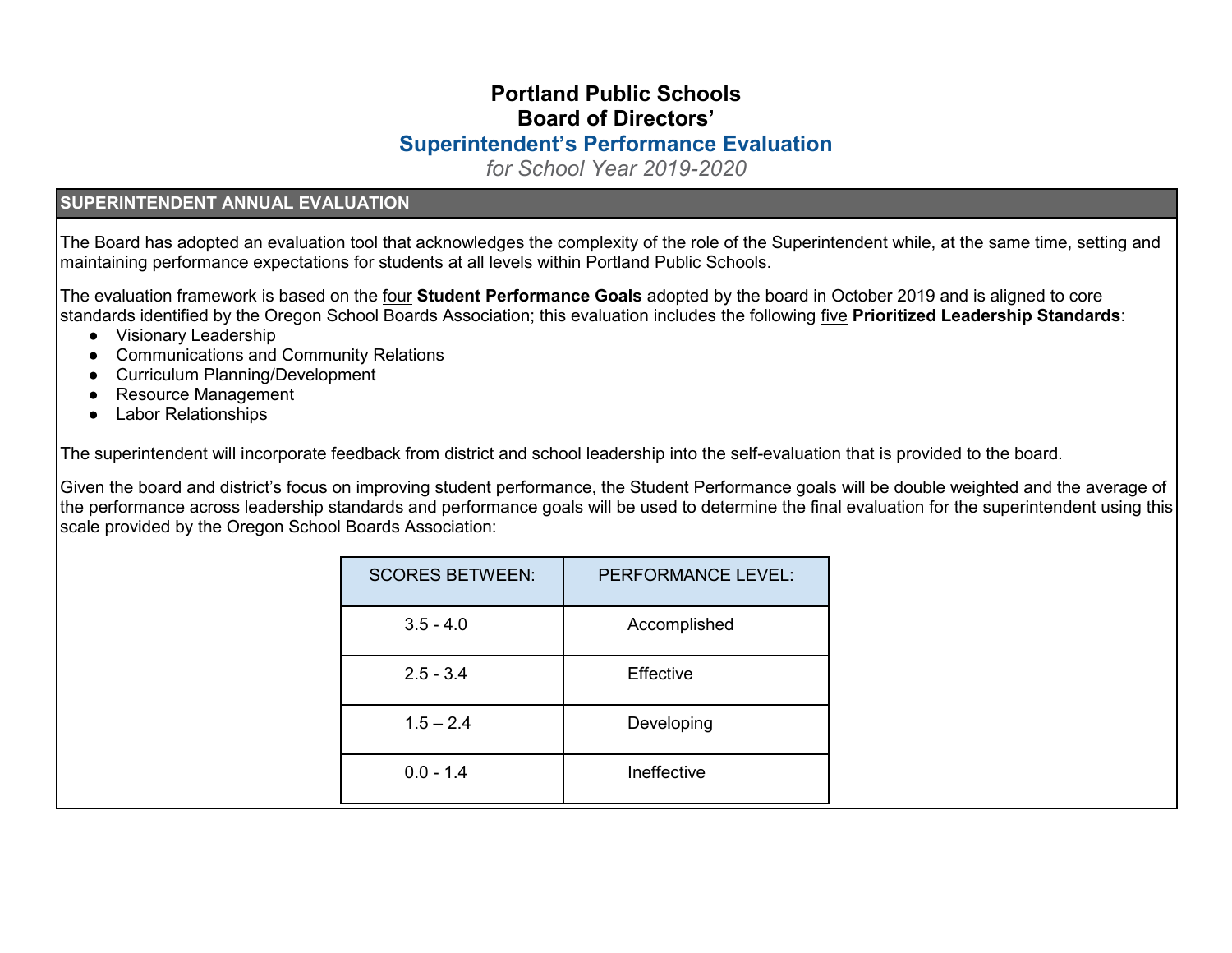# Portland Public Schools
# Board of Directors'
## Superintendent's Performance Evaluation
*for School Year 2019-2020*

### SUPERINTENDENT ANNUAL EVALUATION

The Board has adopted an evaluation tool that acknowledges the complexity of the role of the Superintendent while, at the same time, setting and maintaining performance expectations for students at all levels within Portland Public Schools.

The evaluation framework is based on the four **Student Performance Goals** adopted by the board in October 2019 and is aligned to core standards identified by the Oregon School Boards Association; this evaluation includes the following five **Prioritized Leadership Standards**:

- Visionary Leadership
- Communications and Community Relations
- Curriculum Planning/Development
- Resource Management
- Labor Relationships

The superintendent will incorporate feedback from district and school leadership into the self-evaluation that is provided to the board.

Given the board and district's focus on improving student performance, the Student Performance goals will be double weighted and the average of the performance across leadership standards and performance goals will be used to determine the final evaluation for the superintendent using this scale provided by the Oregon School Boards Association:

| SCORES BETWEEN: | PERFORMANCE LEVEL: |
|---|---|
| 3.5 - 4.0 | Accomplished |
| 2.5 - 3.4 | Effective |
| 1.5 – 2.4 | Developing |
| 0.0 - 1.4 | Ineffective |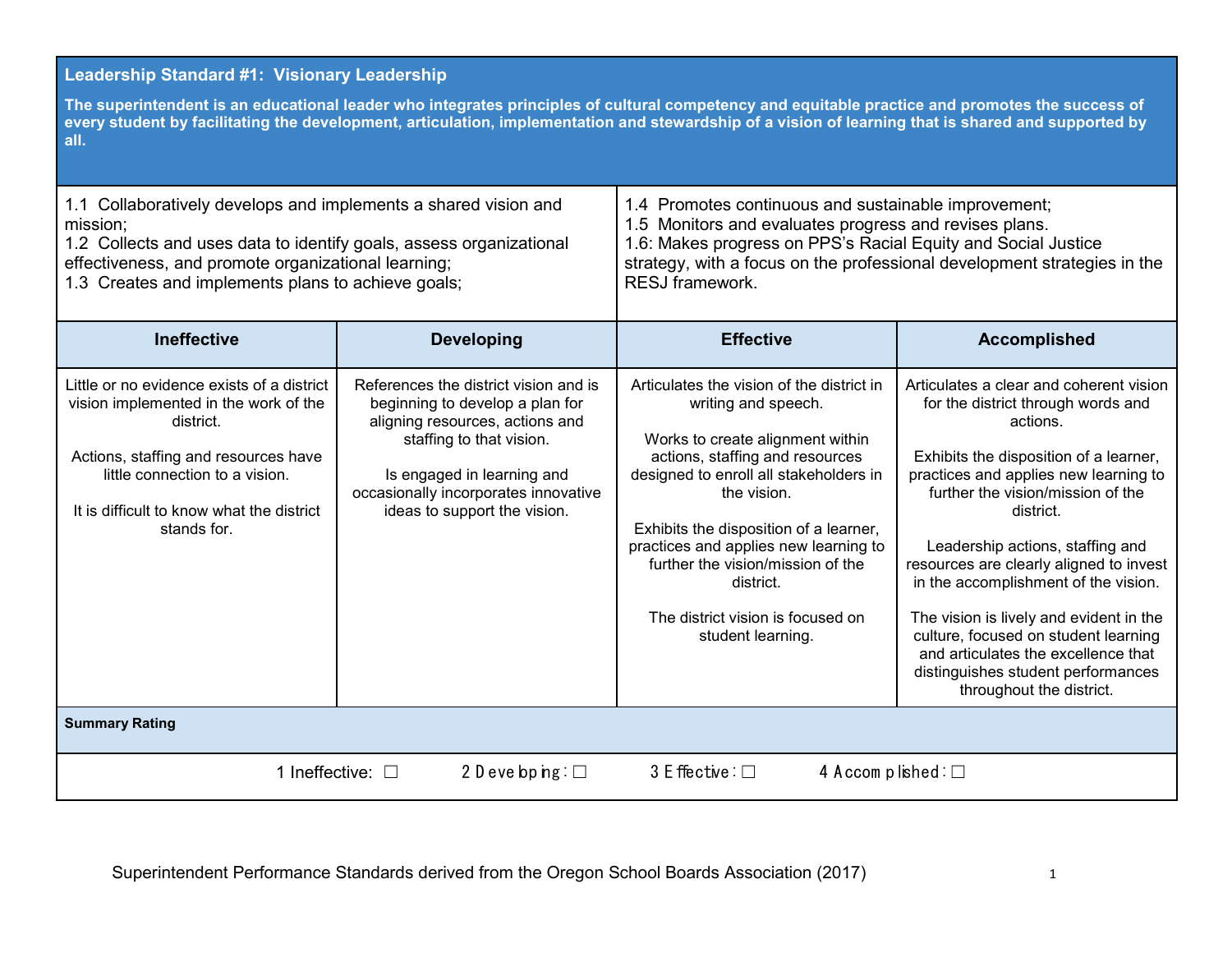## Leadership Standard #1: Visionary Leadership

**The superintendent is an educational leader who integrates principles of cultural competency and equitable practice and promotes the success of every student by facilitating the development, articulation, implementation and stewardship of a vision of learning that is shared and supported by all.**

1.1 Collaboratively develops and implements a shared vision and mission;
1.2 Collects and uses data to identify goals, assess organizational effectiveness, and promote organizational learning;
1.3 Creates and implements plans to achieve goals;
1.4 Promotes continuous and sustainable improvement;
1.5 Monitors and evaluates progress and revises plans.
1.6: Makes progress on PPS's Racial Equity and Social Justice strategy, with a focus on the professional development strategies in the RESJ framework.

| Ineffective | Developing | Effective | Accomplished |
|---|---|---|---|
| Little or no evidence exists of a district vision implemented in the work of the district.<br><br>Actions, staffing and resources have little connection to a vision.<br><br>It is difficult to know what the district stands for. | References the district vision and is beginning to develop a plan for aligning resources, actions and staffing to that vision.<br><br>Is engaged in learning and occasionally incorporates innovative ideas to support the vision. | Articulates the vision of the district in writing and speech.<br><br>Works to create alignment within actions, staffing and resources designed to enroll all stakeholders in the vision.<br><br>Exhibits the disposition of a learner, practices and applies new learning to further the vision/mission of the district.<br><br>The district vision is focused on student learning. | Articulates a clear and coherent vision for the district through words and actions.<br><br>Exhibits the disposition of a learner, practices and applies new learning to further the vision/mission of the district.<br><br>Leadership actions, staffing and resources are clearly aligned to invest in the accomplishment of the vision.<br><br>The vision is lively and evident in the culture, focused on student learning and articulates the excellence that distinguishes student performances throughout the district. |

**Summary Rating**

1 Ineffective: ☐ 2 Developing: ☐ 3 Effective: ☐ 4 Accomplished: ☐

Superintendent Performance Standards derived from the Oregon School Boards Association (2017)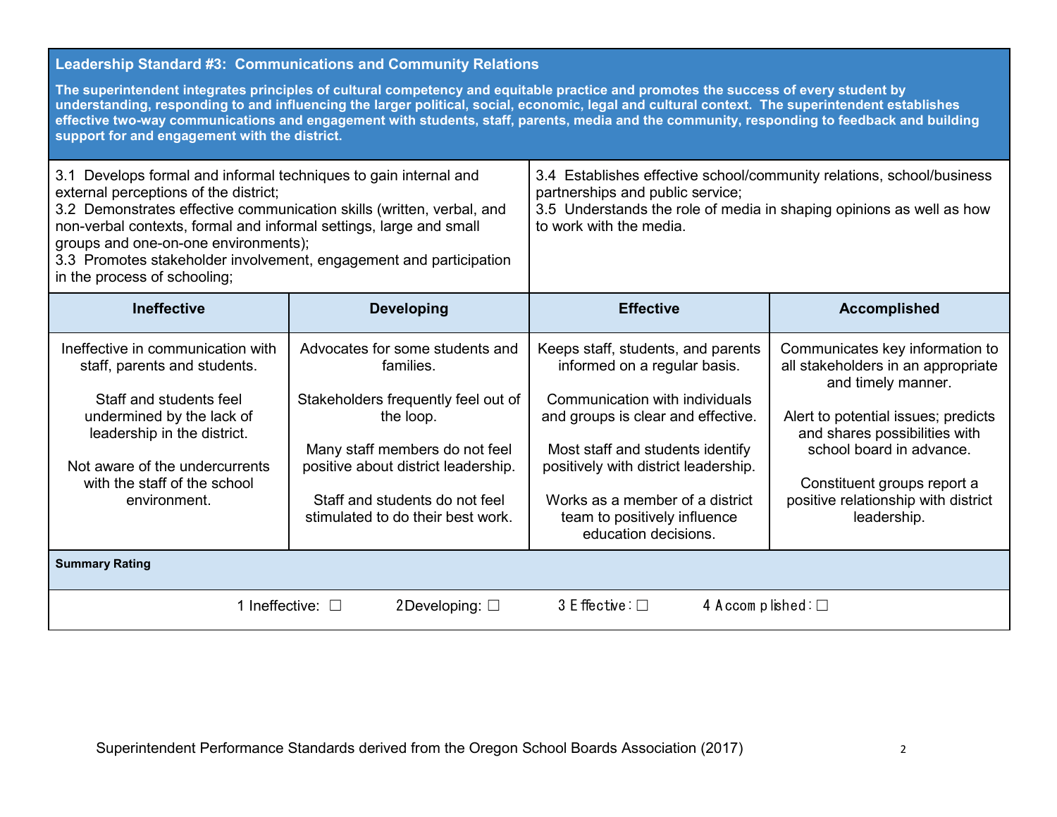## Leadership Standard #3: Communications and Community Relations

**The superintendent integrates principles of cultural competency and equitable practice and promotes the success of every student by understanding, responding to and influencing the larger political, social, economic, legal and cultural context. The superintendent establishes effective two-way communications and engagement with students, staff, parents, media and the community, responding to feedback and building support for and engagement with the district.**

3.1 Develops formal and informal techniques to gain internal and external perceptions of the district;
3.2 Demonstrates effective communication skills (written, verbal, and non-verbal contexts, formal and informal settings, large and small groups and one-on-one environments);
3.3 Promotes stakeholder involvement, engagement and participation in the process of schooling;
3.4 Establishes effective school/community relations, school/business partnerships and public service;
3.5 Understands the role of media in shaping opinions as well as how to work with the media.

| Ineffective | Developing | Effective | Accomplished |
|---|---|---|---|
| Ineffective in communication with staff, parents and students.<br><br>Staff and students feel undermined by the lack of leadership in the district.<br><br>Not aware of the undercurrents with the staff of the school environment. | Advocates for some students and families.<br><br>Stakeholders frequently feel out of the loop.<br><br>Many staff members do not feel positive about district leadership.<br><br>Staff and students do not feel stimulated to do their best work. | Keeps staff, students, and parents informed on a regular basis.<br><br>Communication with individuals and groups is clear and effective.<br><br>Most staff and students identify positively with district leadership.<br><br>Works as a member of a district team to positively influence education decisions. | Communicates key information to all stakeholders in an appropriate and timely manner.<br><br>Alert to potential issues; predicts and shares possibilities with school board in advance.<br><br>Constituent groups report a positive relationship with district leadership. |

**Summary Rating**

1 Ineffective: ☐ 2 Developing: ☐ 3 Effective: ☐ 4 Accomplished: ☐

Superintendent Performance Standards derived from the Oregon School Boards Association (2017)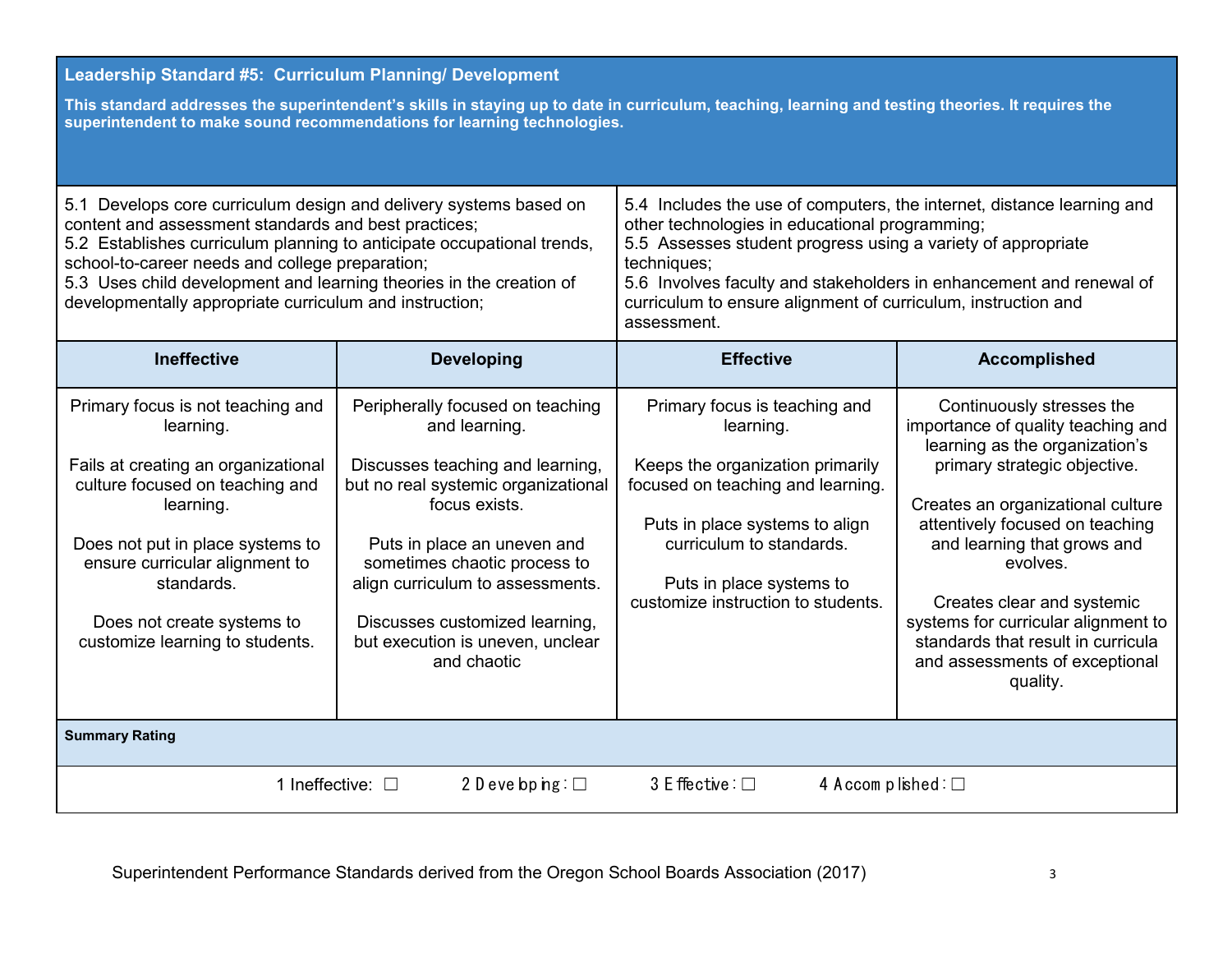## Leadership Standard #5: Curriculum Planning/ Development

**This standard addresses the superintendent's skills in staying up to date in curriculum, teaching, learning and testing theories. It requires the superintendent to make sound recommendations for learning technologies.**

5.1 Develops core curriculum design and delivery systems based on content and assessment standards and best practices;
5.2 Establishes curriculum planning to anticipate occupational trends, school-to-career needs and college preparation;
5.3 Uses child development and learning theories in the creation of developmentally appropriate curriculum and instruction;
5.4 Includes the use of computers, the internet, distance learning and other technologies in educational programming;
5.5 Assesses student progress using a variety of appropriate techniques;
5.6 Involves faculty and stakeholders in enhancement and renewal of curriculum to ensure alignment of curriculum, instruction and assessment.

| Ineffective | Developing | Effective | Accomplished |
|---|---|---|---|
| Primary focus is not teaching and learning.<br><br>Fails at creating an organizational culture focused on teaching and learning.<br><br>Does not put in place systems to ensure curricular alignment to standards.<br><br>Does not create systems to customize learning to students. | Peripherally focused on teaching and learning.<br><br>Discusses teaching and learning, but no real systemic organizational focus exists.<br><br>Puts in place an uneven and sometimes chaotic process to align curriculum to assessments.<br><br>Discusses customized learning, but execution is uneven, unclear and chaotic | Primary focus is teaching and learning.<br><br>Keeps the organization primarily focused on teaching and learning.<br><br>Puts in place systems to align curriculum to standards.<br><br>Puts in place systems to customize instruction to students. | Continuously stresses the importance of quality teaching and learning as the organization's primary strategic objective.<br><br>Creates an organizational culture attentively focused on teaching and learning that grows and evolves.<br><br>Creates clear and systemic systems for curricular alignment to standards that result in curricula and assessments of exceptional quality. |

**Summary Rating**

1 Ineffective: ☐ 2 Developing: ☐ 3 Effective: ☐ 4 Accomplished: ☐

Superintendent Performance Standards derived from the Oregon School Boards Association (2017)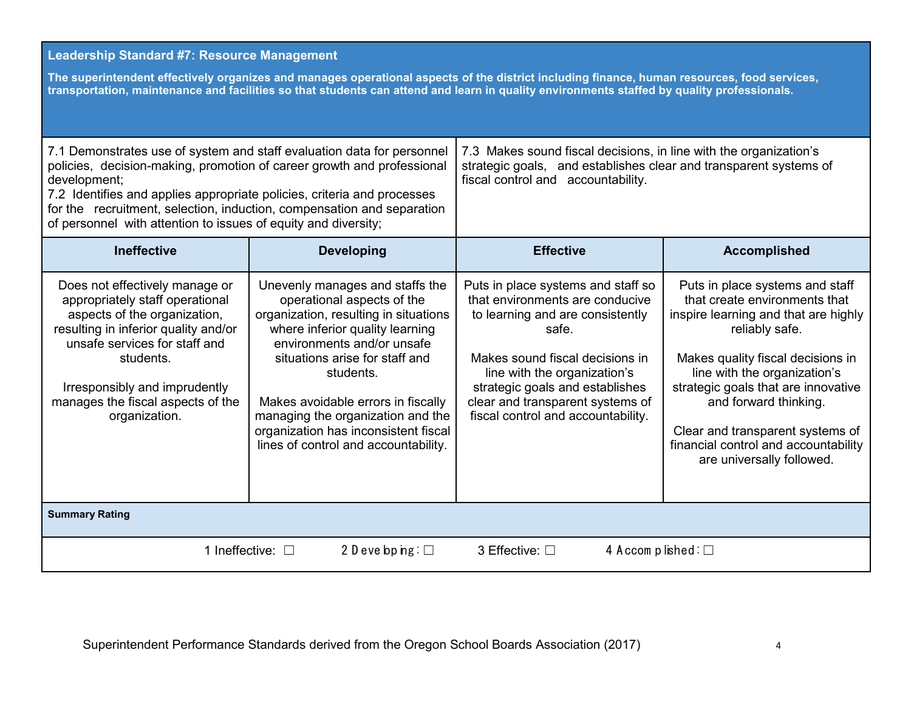## Leadership Standard #7: Resource Management

**The superintendent effectively organizes and manages operational aspects of the district including finance, human resources, food services, transportation, maintenance and facilities so that students can attend and learn in quality environments staffed by quality professionals.**

7.1 Demonstrates use of system and staff evaluation data for personnel policies, decision-making, promotion of career growth and professional development;
7.2 Identifies and applies appropriate policies, criteria and processes for the recruitment, selection, induction, compensation and separation of personnel with attention to issues of equity and diversity;

7.3 Makes sound fiscal decisions, in line with the organization's strategic goals, and establishes clear and transparent systems of fiscal control and accountability.

| Ineffective | Developing | Effective | Accomplished |
|---|---|---|---|
| Does not effectively manage or appropriately staff operational aspects of the organization, resulting in inferior quality and/or unsafe services for staff and students.<br><br>Irresponsibly and imprudently manages the fiscal aspects of the organization. | Unevenly manages and staffs the operational aspects of the organization, resulting in situations where inferior quality learning environments and/or unsafe situations arise for staff and students.<br><br>Makes avoidable errors in fiscally managing the organization and the organization has inconsistent fiscal lines of control and accountability. | Puts in place systems and staff so that environments are conducive to learning and are consistently safe.<br><br>Makes sound fiscal decisions in line with the organization's strategic goals and establishes clear and transparent systems of fiscal control and accountability. | Puts in place systems and staff that create environments that inspire learning and that are highly reliably safe.<br><br>Makes quality fiscal decisions in line with the organization's strategic goals that are innovative and forward thinking.<br><br>Clear and transparent systems of financial control and accountability are universally followed. |

**Summary Rating**

1 Ineffective: ☐ 2 Developing: ☐ 3 Effective: ☐ 4 Accomplished: ☐

Superintendent Performance Standards derived from the Oregon School Boards Association (2017)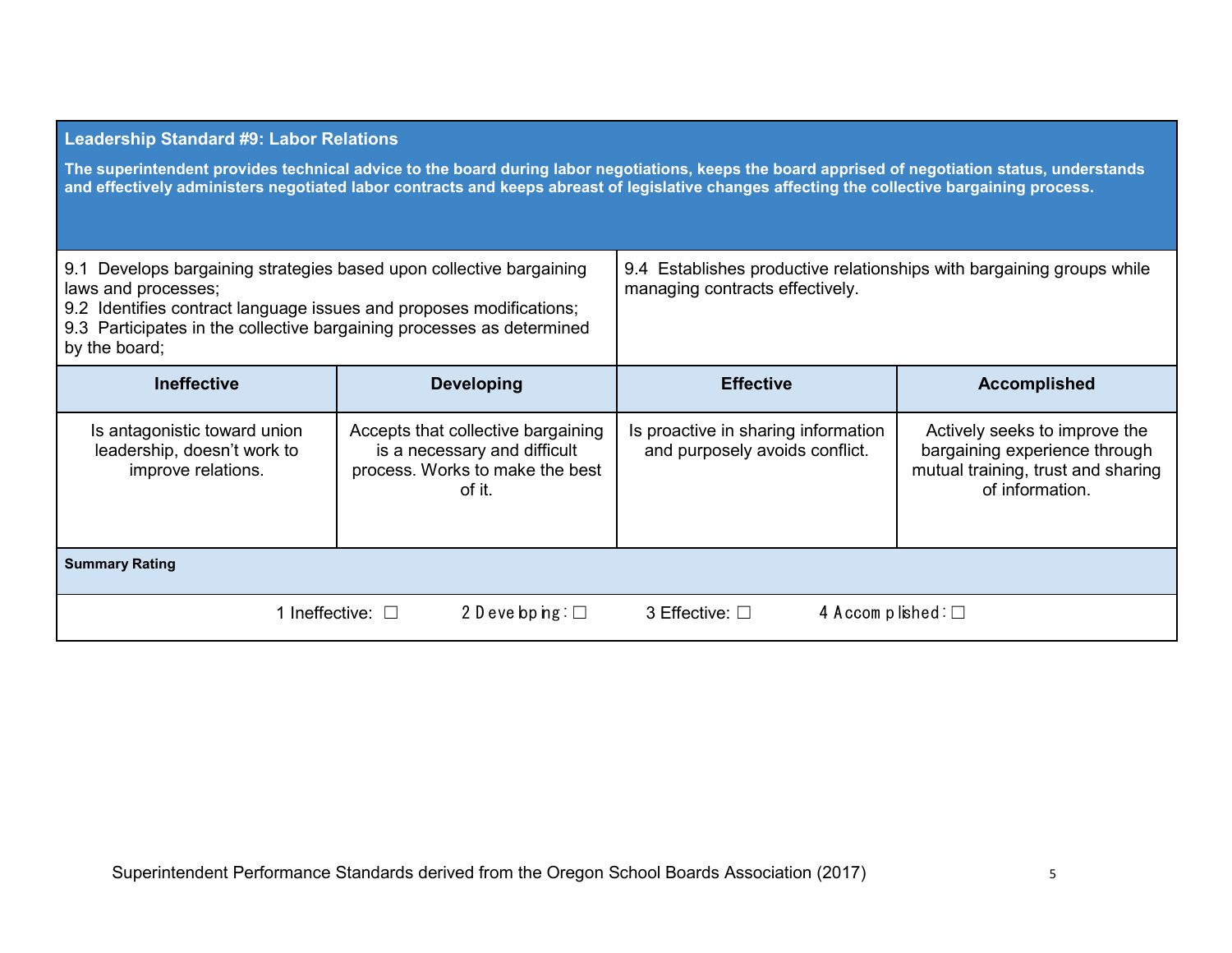## Leadership Standard #9: Labor Relations

**The superintendent provides technical advice to the board during labor negotiations, keeps the board apprised of negotiation status, understands and effectively administers negotiated labor contracts and keeps abreast of legislative changes affecting the collective bargaining process.**

| 9.1 Develops bargaining strategies based upon collective bargaining laws and processes;<br>9.2 Identifies contract language issues and proposes modifications;<br>9.3 Participates in the collective bargaining processes as determined by the board; | | 9.4 Establishes productive relationships with bargaining groups while managing contracts effectively. | |
|---|---|---|---|
| **Ineffective** | **Developing** | **Effective** | **Accomplished** |
| Is antagonistic toward union leadership, doesn't work to improve relations. | Accepts that collective bargaining is a necessary and difficult process. Works to make the best of it. | Is proactive in sharing information and purposely avoids conflict. | Actively seeks to improve the bargaining experience through mutual training, trust and sharing of information. |
| **Summary Rating** | | | |
| 1 Ineffective: ☐ | 2 Developing: ☐ | 3 Effective: ☐ | 4 Accomplished: ☐ |

Superintendent Performance Standards derived from the Oregon School Boards Association (2017)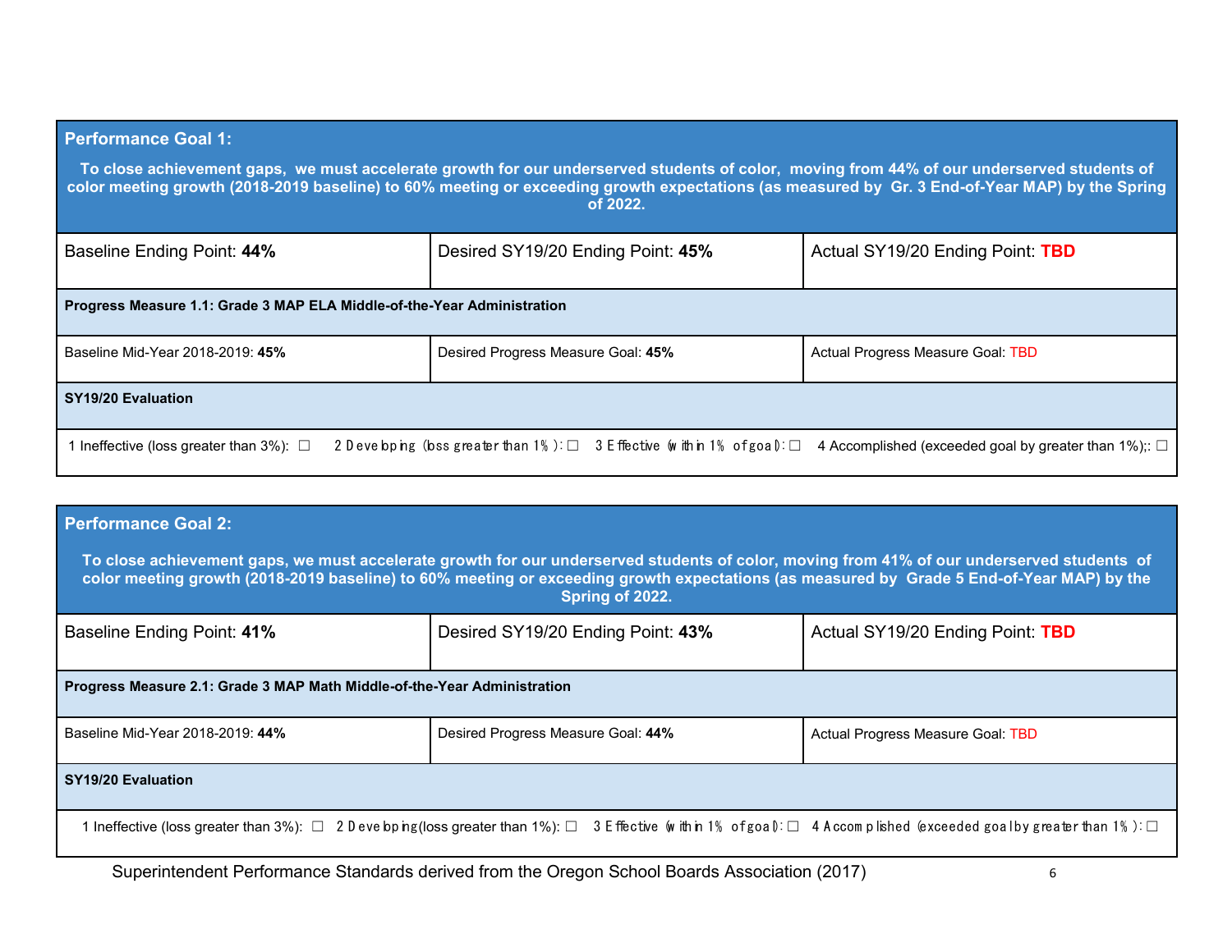| **Performance Goal 1:** | | |
|---|---|---|
| **To close achievement gaps, we must accelerate growth for our underserved students of color, moving from 44% of our underserved students of color meeting growth (2018-2019 baseline) to 60% meeting or exceeding growth expectations (as measured by Gr. 3 End-of-Year MAP) by the Spring of 2022.** | | |
| Baseline Ending Point: **44%** | Desired SY19/20 Ending Point: **45%** | Actual SY19/20 Ending Point: **TBD** |
| **Progress Measure 1.1: Grade 3 MAP ELA Middle-of-the-Year Administration** | | |
| Baseline Mid-Year 2018-2019: **45%** | Desired Progress Measure Goal: **45%** | Actual Progress Measure Goal: TBD |
| **SY19/20 Evaluation** | | |
| 1 Ineffective (loss greater than 3%): ☐ 2 Developing (loss greater than 1%): ☐ 3 Effective (within 1% of goal): ☐ 4 Accomplished (exceeded goal by greater than 1%);: ☐ | | |

| **Performance Goal 2:** | | |
|---|---|---|
| **To close achievement gaps, we must accelerate growth for our underserved students of color, moving from 41% of our underserved students of color meeting growth (2018-2019 baseline) to 60% meeting or exceeding growth expectations (as measured by Grade 5 End-of-Year MAP) by the Spring of 2022.** | | |
| Baseline Ending Point: **41%** | Desired SY19/20 Ending Point: **43%** | Actual SY19/20 Ending Point: **TBD** |
| **Progress Measure 2.1: Grade 3 MAP Math Middle-of-the-Year Administration** | | |
| Baseline Mid-Year 2018-2019: **44%** | Desired Progress Measure Goal: **44%** | Actual Progress Measure Goal: TBD |
| **SY19/20 Evaluation** | | |
| 1 Ineffective (loss greater than 3%): ☐ 2 Developing(loss greater than 1%): ☐ 3 Effective (within 1% of goal): ☐ 4 Accomplished (exceeded goal by greater than 1%): ☐ | | |

Superintendent Performance Standards derived from the Oregon School Boards Association (2017)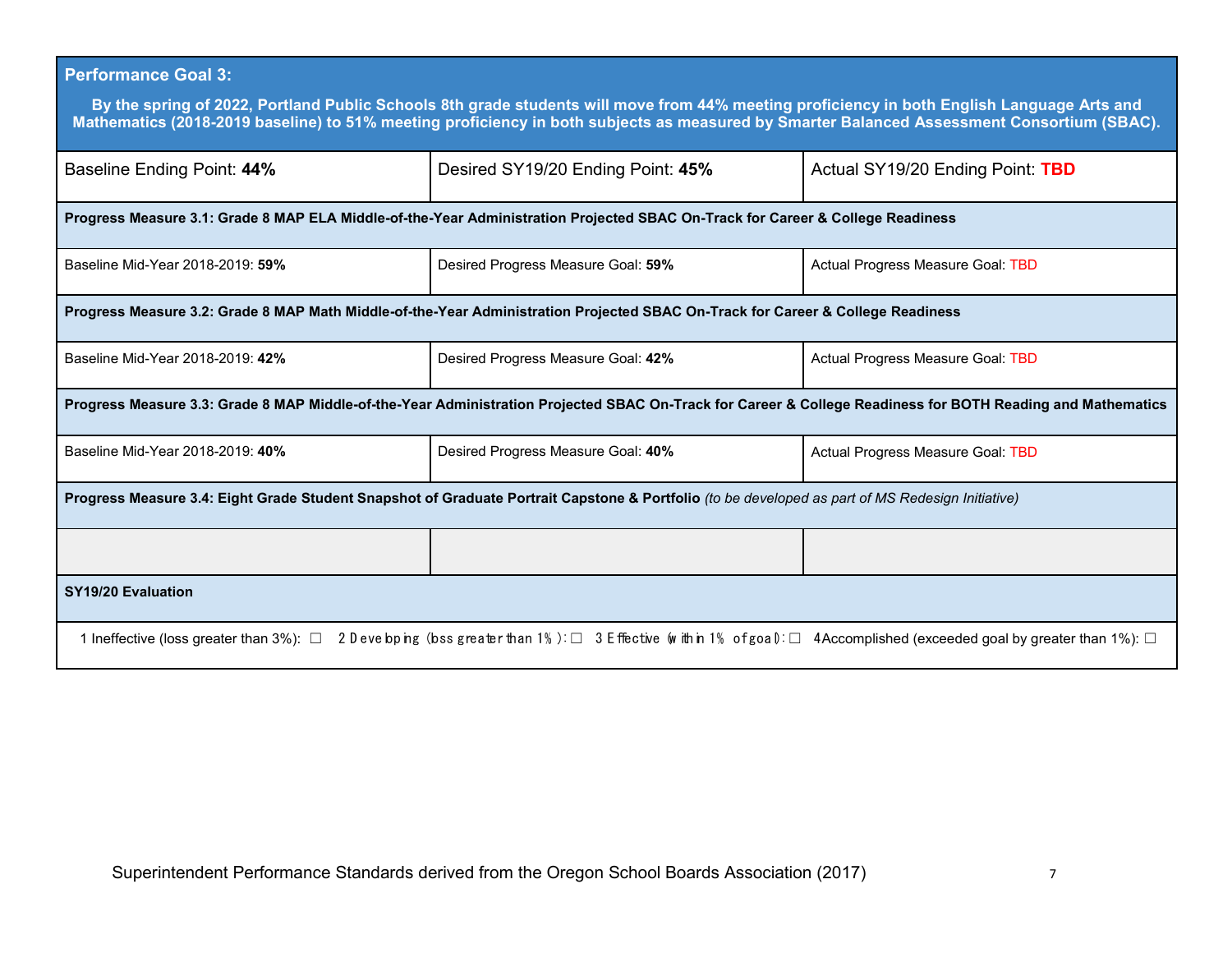| **Performance Goal 3:** **By the spring of 2022, Portland Public Schools 8th grade students will move from 44% meeting proficiency in both English Language Arts and Mathematics (2018-2019 baseline) to 51% meeting proficiency in both subjects as measured by Smarter Balanced Assessment Consortium (SBAC).** | | |
|---|---|---|
| Baseline Ending Point: **44%** | Desired SY19/20 Ending Point: **45%** | Actual SY19/20 Ending Point: **TBD** |
| **Progress Measure 3.1: Grade 8 MAP ELA Middle-of-the-Year Administration Projected SBAC On-Track for Career & College Readiness** | | |
| Baseline Mid-Year 2018-2019: **59%** | Desired Progress Measure Goal: **59%** | Actual Progress Measure Goal: TBD |
| **Progress Measure 3.2: Grade 8 MAP Math Middle-of-the-Year Administration Projected SBAC On-Track for Career & College Readiness** | | |
| Baseline Mid-Year 2018-2019: **42%** | Desired Progress Measure Goal: **42%** | Actual Progress Measure Goal: TBD |
| **Progress Measure 3.3: Grade 8 MAP Middle-of-the-Year Administration Projected SBAC On-Track for Career & College Readiness for BOTH Reading and Mathematics** | | |
| Baseline Mid-Year 2018-2019: **40%** | Desired Progress Measure Goal: **40%** | Actual Progress Measure Goal: TBD |
| **Progress Measure 3.4: Eight Grade Student Snapshot of Graduate Portrait Capstone & Portfolio** *(to be developed as part of MS Redesign Initiative)* | | |
| | | |
| **SY19/20 Evaluation** | | |
| 1 Ineffective (loss greater than 3%): ☐ 2 Developing (loss greater than 1%): ☐ 3 Effective (within 1% of goal): ☐ 4 Accomplished (exceeded goal by greater than 1%): ☐ | | |

Superintendent Performance Standards derived from the Oregon School Boards Association (2017)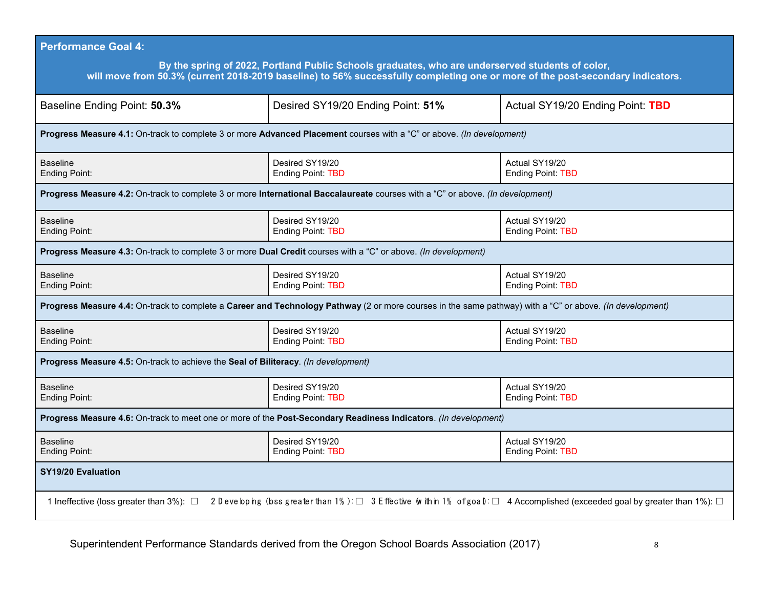| **Performance Goal 4:** **By the spring of 2022, Portland Public Schools graduates, who are underserved students of color, will move from 50.3% (current 2018-2019 baseline) to 56% successfully completing one or more of the post-secondary indicators.** | | |
|---|---|---|
| Baseline Ending Point: **50.3%** | Desired SY19/20 Ending Point: **51%** | Actual SY19/20 Ending Point: **TBD** |
| **Progress Measure 4.1:** On-track to complete 3 or more **Advanced Placement** courses with a "C" or above. *(In development)* | | |
| Baseline Ending Point: | Desired SY19/20 Ending Point: TBD | Actual SY19/20 Ending Point: TBD |
| **Progress Measure 4.2:** On-track to complete 3 or more **International Baccalaureate** courses with a "C" or above. *(In development)* | | |
| Baseline Ending Point: | Desired SY19/20 Ending Point: TBD | Actual SY19/20 Ending Point: TBD |
| **Progress Measure 4.3:** On-track to complete 3 or more **Dual Credit** courses with a "C" or above. *(In development)* | | |
| Baseline Ending Point: | Desired SY19/20 Ending Point: TBD | Actual SY19/20 Ending Point: TBD |
| **Progress Measure 4.4:** On-track to complete a **Career and Technology Pathway** (2 or more courses in the same pathway) with a "C" or above. *(In development)* | | |
| Baseline Ending Point: | Desired SY19/20 Ending Point: TBD | Actual SY19/20 Ending Point: TBD |
| **Progress Measure 4.5:** On-track to achieve the **Seal of Biliteracy**. *(In development)* | | |
| Baseline Ending Point: | Desired SY19/20 Ending Point: TBD | Actual SY19/20 Ending Point: TBD |
| **Progress Measure 4.6:** On-track to meet one or more of the **Post-Secondary Readiness Indicators**. *(In development)* | | |
| Baseline Ending Point: | Desired SY19/20 Ending Point: TBD | Actual SY19/20 Ending Point: TBD |
| **SY19/20 Evaluation** | | |
| 1 Ineffective (loss greater than 3%): ☐ 2 Developing (loss greater than 1%): ☐ 3 Effective (within 1% of goal): ☐ 4 Accomplished (exceeded goal by greater than 1%): ☐ | | |

Superintendent Performance Standards derived from the Oregon School Boards Association (2017)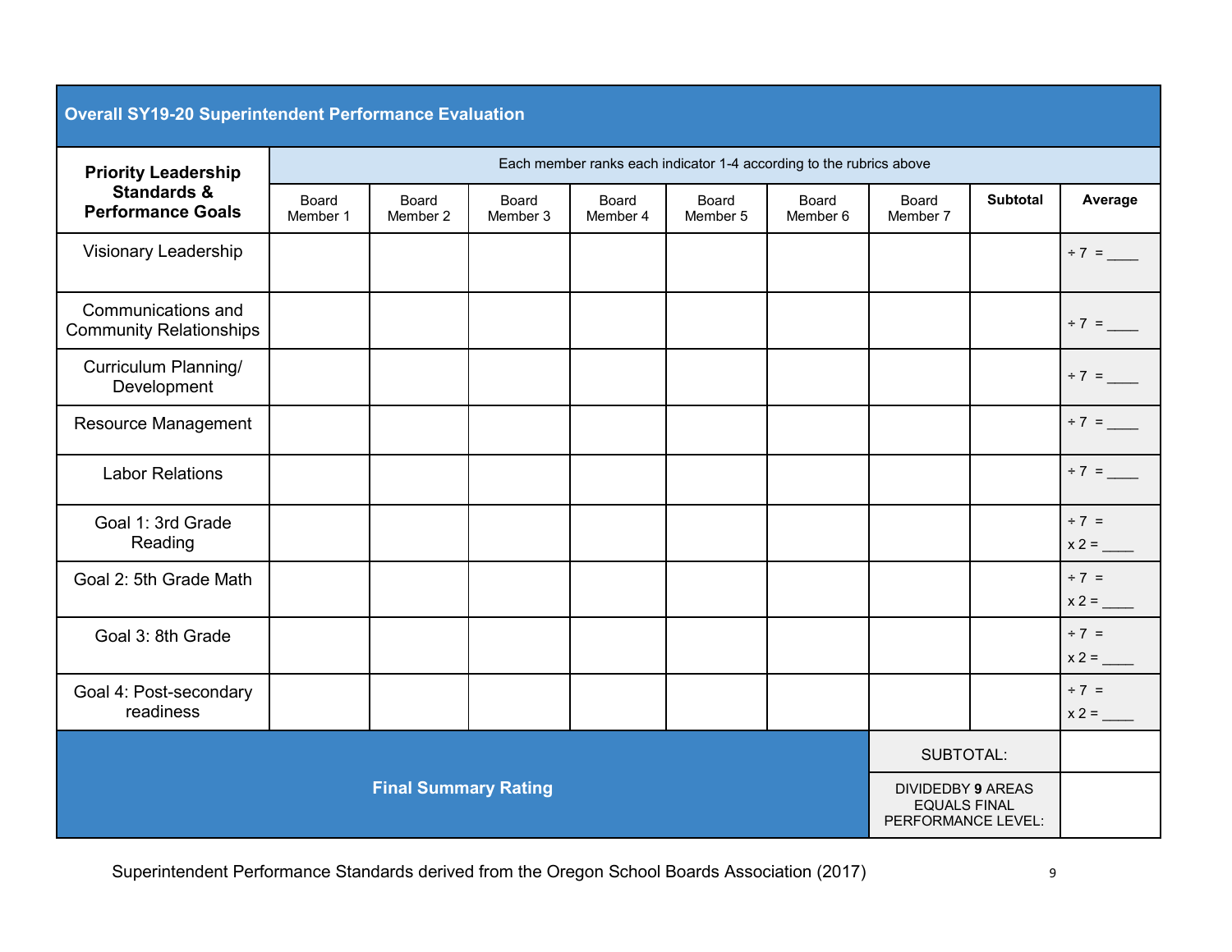| Overall SY19-20 Superintendent Performance Evaluation | | | | | | | | | |
|---|---|---|---|---|---|---|---|---|---|
| **Priority Leadership Standards & Performance Goals** | Each member ranks each indicator 1-4 according to the rubrics above | | | | | | | | |
| | Board Member 1 | Board Member 2 | Board Member 3 | Board Member 4 | Board Member 5 | Board Member 6 | Board Member 7 | **Subtotal** | **Average** |
| Visionary Leadership | | | | | | | | | ÷ 7 = ____ |
| Communications and Community Relationships | | | | | | | | | ÷ 7 = ____ |
| Curriculum Planning/ Development | | | | | | | | | ÷ 7 = ____ |
| Resource Management | | | | | | | | | ÷ 7 = ____ |
| Labor Relations | | | | | | | | | ÷ 7 = ____ |
| Goal 1: 3rd Grade Reading | | | | | | | | | ÷ 7 = x 2 = ____ |
| Goal 2: 5th Grade Math | | | | | | | | | ÷ 7 = x 2 = ____ |
| Goal 3: 8th Grade | | | | | | | | | ÷ 7 = x 2 = ____ |
| Goal 4: Post-secondary readiness | | | | | | | | | ÷ 7 = x 2 = ____ |
| **Final Summary Rating** | | | | | | | SUBTOTAL: | | |
| | | | | | | | DIVIDEDBY **9** AREAS EQUALS FINAL PERFORMANCE LEVEL: | | |

Superintendent Performance Standards derived from the Oregon School Boards Association (2017)